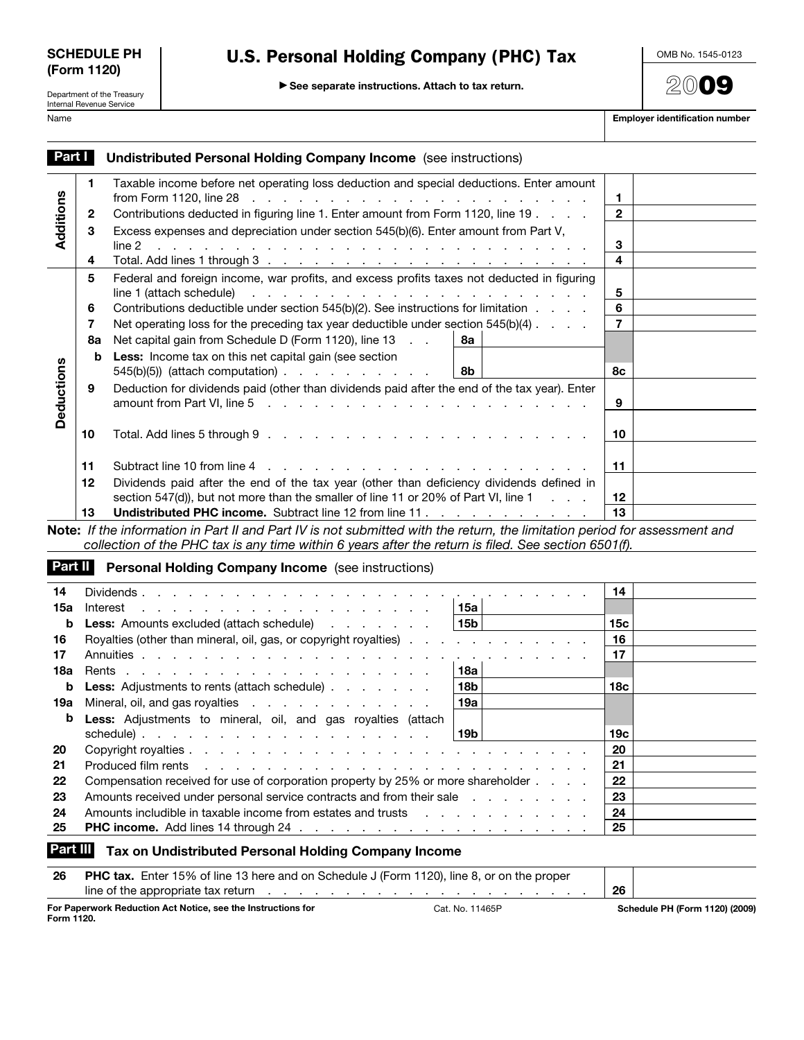**SCHEDULE PH (Form 1120)**

Department of the Treasury
Internal Revenue Service

# U.S. Personal Holding Company (PHC) Tax

▶ See separate instructions. Attach to tax return.

OMB No. 1545-0123

2009

Name | **Employer identification number**

## Part I Undistributed Personal Holding Company Income (see instructions)

| Section | Line | Description | | | Line | Amount |
|---|---|---|---|---|---|---|
| Additions | 1 | Taxable income before net operating loss deduction and special deductions. Enter amount from Form 1120, line 28 | | | 1 | |
| | 2 | Contributions deducted in figuring line 1. Enter amount from Form 1120, line 19 | | | 2 | |
| | 3 | Excess expenses and depreciation under section 545(b)(6). Enter amount from Part V, line 2 | | | 3 | |
| | 4 | Total. Add lines 1 through 3 | | | 4 | |
| Deductions | 5 | Federal and foreign income, war profits, and excess profits taxes not deducted in figuring line 1 (attach schedule) | | | 5 | |
| | 6 | Contributions deductible under section 545(b)(2). See instructions for limitation | | | 6 | |
| | 7 | Net operating loss for the preceding tax year deductible under section 545(b)(4) | | | 7 | |
| | 8a | Net capital gain from Schedule D (Form 1120), line 13 | 8a | | | |
| | b | **Less:** Income tax on this net capital gain (see section 545(b)(5)) (attach computation) | 8b | | 8c | |
| | 9 | Deduction for dividends paid (other than dividends paid after the end of the tax year). Enter amount from Part VI, line 5 | | | 9 | |
| | 10 | Total. Add lines 5 through 9 | | | 10 | |
| | 11 | Subtract line 10 from line 4 | | | 11 | |
| | 12 | Dividends paid after the end of the tax year (other than deficiency dividends defined in section 547(d)), but not more than the smaller of line 11 or 20% of Part VI, line 1 | | | 12 | |
| | 13 | **Undistributed PHC income.** Subtract line 12 from line 11 | | | 13 | |

**Note:** *If the information in Part II and Part IV is not submitted with the return, the limitation period for assessment and collection of the PHC tax is any time within 6 years after the return is filed. See section 6501(f).*

## Part II Personal Holding Company Income (see instructions)

| Line | Description | | | Line | Amount |
|---|---|---|---|---|---|
| 14 | Dividends | | | 14 | |
| 15a | Interest | 15a | | | |
| b | **Less:** Amounts excluded (attach schedule) | 15b | | 15c | |
| 16 | Royalties (other than mineral, oil, gas, or copyright royalties) | | | 16 | |
| 17 | Annuities | | | 17 | |
| 18a | Rents | 18a | | | |
| b | **Less:** Adjustments to rents (attach schedule) | 18b | | 18c | |
| 19a | Mineral, oil, and gas royalties | 19a | | | |
| b | **Less:** Adjustments to mineral, oil, and gas royalties (attach schedule) | 19b | | 19c | |
| 20 | Copyright royalties | | | 20 | |
| 21 | Produced film rents | | | 21 | |
| 22 | Compensation received for use of corporation property by 25% or more shareholder | | | 22 | |
| 23 | Amounts received under personal service contracts and from their sale | | | 23 | |
| 24 | Amounts includible in taxable income from estates and trusts | | | 24 | |
| 25 | **PHC income.** Add lines 14 through 24 | | | 25 | |

## Part III Tax on Undistributed Personal Holding Company Income

| Line | Description | Line | Amount |
|---|---|---|---|
| 26 | **PHC tax.** Enter 15% of line 13 here and on Schedule J (Form 1120), line 8, or on the proper line of the appropriate tax return | 26 | |

**For Paperwork Reduction Act Notice, see the Instructions for Form 1120.** Cat. No. 11465P **Schedule PH (Form 1120) (2009)**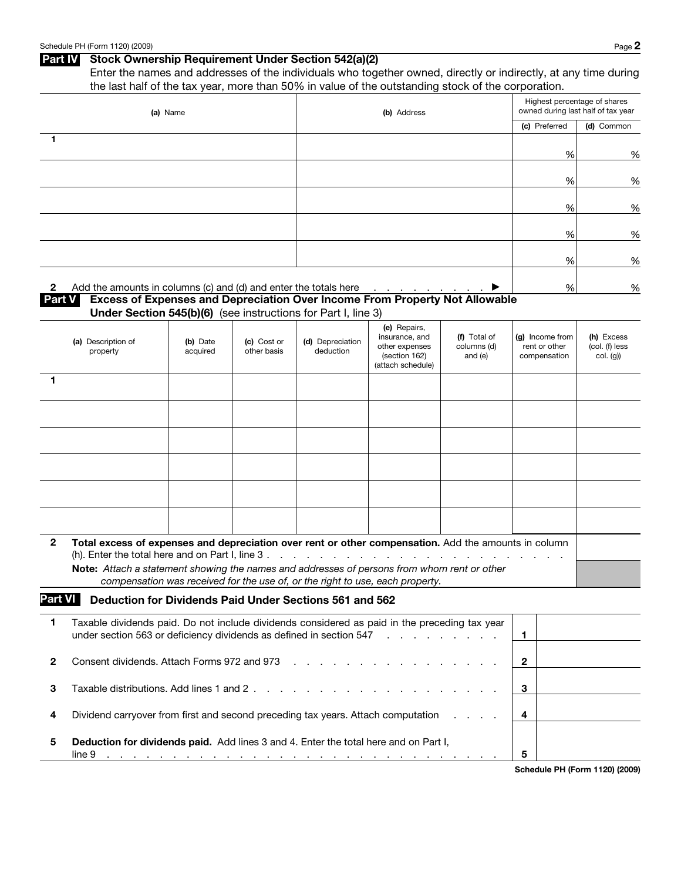## Part IV Stock Ownership Requirement Under Section 542(a)(2)

Enter the names and addresses of the individuals who together owned, directly or indirectly, at any time during the last half of the tax year, more than 50% in value of the outstanding stock of the corporation.

| | (a) Name | (b) Address | Highest percentage of shares owned during last half of tax year | |
|---|---|---|---|---|
| | | | (c) Preferred | (d) Common |
| 1 | | | % | % |
| | | | % | % |
| | | | % | % |
| | | | % | % |
| | | | % | % |
| 2 | Add the amounts in columns (c) and (d) and enter the totals here . . . . . . . . . . ▶ | | % | % |

## Part V Excess of Expenses and Depreciation Over Income From Property Not Allowable Under Section 545(b)(6) (see instructions for Part I, line 3)

| | (a) Description of property | (b) Date acquired | (c) Cost or other basis | (d) Depreciation deduction | (e) Repairs, insurance, and other expenses (section 162) (attach schedule) | (f) Total of columns (d) and (e) | (g) Income from rent or other compensation | (h) Excess (col. (f) less col. (g)) |
|---|---|---|---|---|---|---|---|---|
| 1 | | | | | | | | |
| | | | | | | | | |
| | | | | | | | | |
| | | | | | | | | |
| | | | | | | | | |
| | | | | | | | | |

**2** **Total excess of expenses and depreciation over rent or other compensation.** Add the amounts in column (h). Enter the total here and on Part I, line 3 . . . . . . . . . . . . . . . . . . . . . . . . . .

**Note:** *Attach a statement showing the names and addresses of persons from whom rent or other compensation was received for the use of, or the right to use, each property.*

## Part VI Deduction for Dividends Paid Under Sections 561 and 562

| | | | |
|---|---|---|---|
| 1 | Taxable dividends paid. Do not include dividends considered as paid in the preceding tax year under section 563 or deficiency dividends as defined in section 547 . . . . . . . . . . | 1 | |
| 2 | Consent dividends. Attach Forms 972 and 973 . . . . . . . . . . . . . . . . . | 2 | |
| 3 | Taxable distributions. Add lines 1 and 2 . . . . . . . . . . . . . . . . . . . . . | 3 | |
| 4 | Dividend carryover from first and second preceding tax years. Attach computation . . . . | 4 | |
| 5 | **Deduction for dividends paid.** Add lines 3 and 4. Enter the total here and on Part I, line 9 . . . . . . . . . . . . . . . . . . . . . . . . . . . . . . . . . . . | 5 | |

**Schedule PH (Form 1120) (2009)**